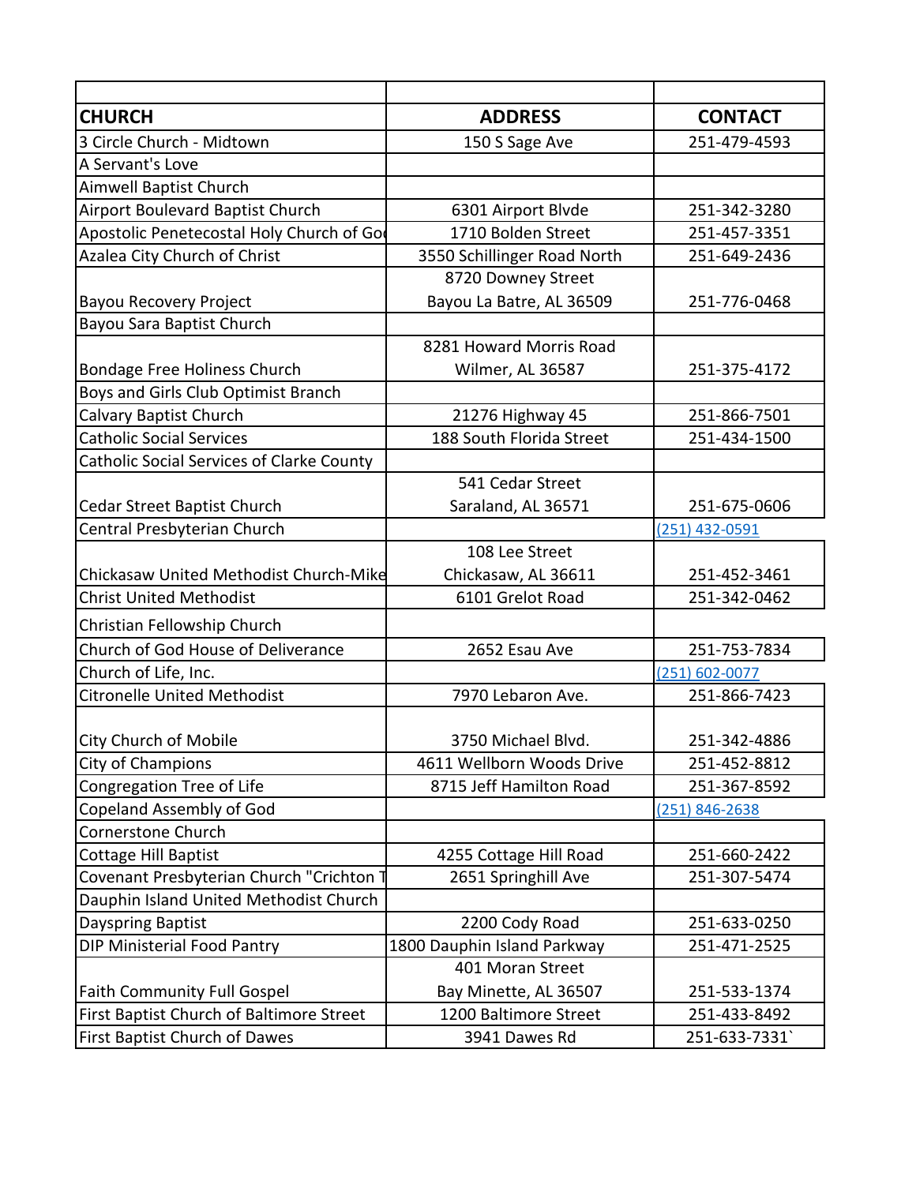| CHURCH | ADDRESS | CONTACT |
|---|---|---|
| 3 Circle Church - Midtown | 150 S Sage Ave | 251-479-4593 |
| A Servant's Love | | |
| Aimwell Baptist Church | | |
| Airport Boulevard Baptist Church | 6301 Airport Blvde | 251-342-3280 |
| Apostolic Penetecostal Holy Church of Go | 1710 Bolden Street | 251-457-3351 |
| Azalea City Church of Christ | 3550 Schillinger Road North | 251-649-2436 |
| Bayou Recovery Project | 8720 Downey Street Bayou La Batre, AL 36509 | 251-776-0468 |
| Bayou Sara Baptist Church | | |
| Bondage Free Holiness Church | 8281 Howard Morris Road Wilmer, AL 36587 | 251-375-4172 |
| Boys and Girls Club Optimist Branch | | |
| Calvary Baptist Church | 21276 Highway 45 | 251-866-7501 |
| Catholic Social Services | 188 South Florida Street | 251-434-1500 |
| Catholic Social Services of Clarke County | | |
| Cedar Street Baptist Church | 541 Cedar Street Saraland, AL 36571 | 251-675-0606 |
| Central Presbyterian Church | | (251) 432-0591 |
| Chickasaw United Methodist Church-Mike | 108 Lee Street Chickasaw, AL 36611 | 251-452-3461 |
| Christ United Methodist | 6101 Grelot Road | 251-342-0462 |
| Christian Fellowship Church | | |
| Church of God House of Deliverance | 2652 Esau Ave | 251-753-7834 |
| Church of Life, Inc. | | (251) 602-0077 |
| Citronelle United Methodist | 7970 Lebaron Ave. | 251-866-7423 |
| City Church of Mobile | 3750 Michael Blvd. | 251-342-4886 |
| City of Champions | 4611 Wellborn Woods Drive | 251-452-8812 |
| Congregation Tree of Life | 8715 Jeff Hamilton Road | 251-367-8592 |
| Copeland Assembly of God | | (251) 846-2638 |
| Cornerstone Church | | |
| Cottage Hill Baptist | 4255 Cottage Hill Road | 251-660-2422 |
| Covenant Presbyterian Church "Crichton T | 2651 Springhill Ave | 251-307-5474 |
| Dauphin Island United Methodist Church | | |
| Dayspring Baptist | 2200 Cody Road | 251-633-0250 |
| DIP Ministerial Food Pantry | 1800 Dauphin Island Parkway | 251-471-2525 |
| Faith Community Full Gospel | 401 Moran Street Bay Minette, AL 36507 | 251-533-1374 |
| First Baptist Church of Baltimore Street | 1200 Baltimore Street | 251-433-8492 |
| First Baptist Church of Dawes | 3941 Dawes Rd | 251-633-7331` |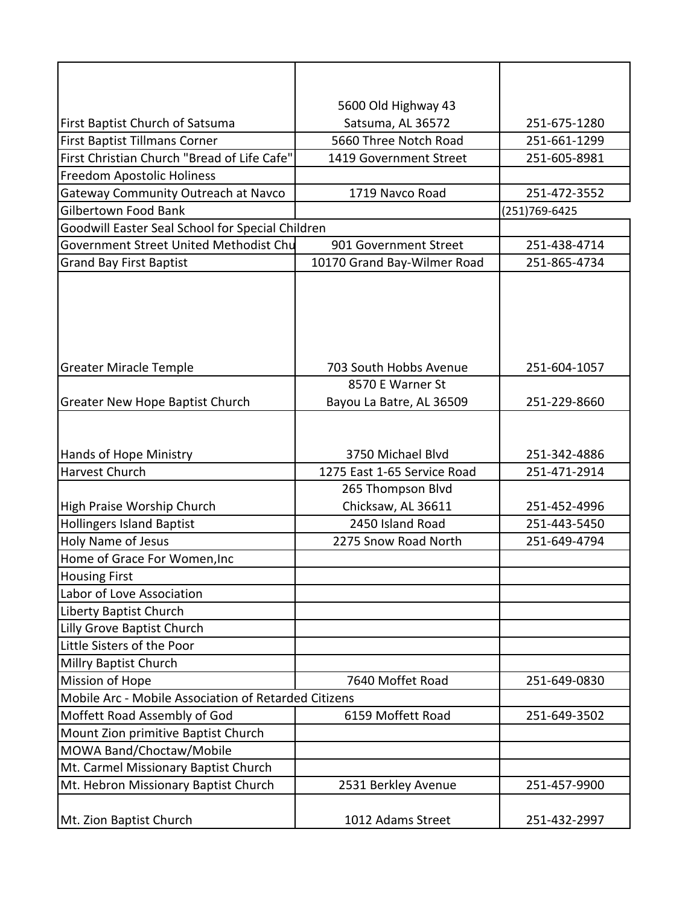| | | |
|---|---|---|
| First Baptist Church of Satsuma | 5600 Old Highway 43 Satsuma, AL 36572 | 251-675-1280 |
| First Baptist Tillmans Corner | 5660 Three Notch Road | 251-661-1299 |
| First Christian Church "Bread of Life Cafe" | 1419 Government Street | 251-605-8981 |
| Freedom Apostolic Holiness | | |
| Gateway Community Outreach at Navco | 1719 Navco Road | 251-472-3552 |
| Gilbertown Food Bank | | (251)769-6425 |
| Goodwill Easter Seal School for Special Children | | |
| Government Street United Methodist Chu | 901 Government Street | 251-438-4714 |
| Grand Bay First Baptist | 10170 Grand Bay-Wilmer Road | 251-865-4734 |
| Greater Miracle Temple | 703 South Hobbs Avenue | 251-604-1057 |
| Greater New Hope Baptist Church | 8570 E Warner St Bayou La Batre, AL 36509 | 251-229-8660 |
| Hands of Hope Ministry | 3750 Michael Blvd | 251-342-4886 |
| Harvest Church | 1275 East 1-65 Service Road | 251-471-2914 |
| High Praise Worship Church | 265 Thompson Blvd Chicksaw, AL 36611 | 251-452-4996 |
| Hollingers Island Baptist | 2450 Island Road | 251-443-5450 |
| Holy Name of Jesus | 2275 Snow Road North | 251-649-4794 |
| Home of Grace For Women,Inc | | |
| Housing First | | |
| Labor of Love Association | | |
| Liberty Baptist Church | | |
| Lilly Grove Baptist Church | | |
| Little Sisters of the Poor | | |
| Millry Baptist Church | | |
| Mission of Hope | 7640 Moffet Road | 251-649-0830 |
| Mobile Arc - Mobile Association of Retarded Citizens | | |
| Moffett Road Assembly of God | 6159 Moffett Road | 251-649-3502 |
| Mount Zion primitive Baptist Church | | |
| MOWA Band/Choctaw/Mobile | | |
| Mt. Carmel Missionary Baptist Church | | |
| Mt. Hebron Missionary Baptist Church | 2531 Berkley Avenue | 251-457-9900 |
| Mt. Zion Baptist Church | 1012 Adams Street | 251-432-2997 |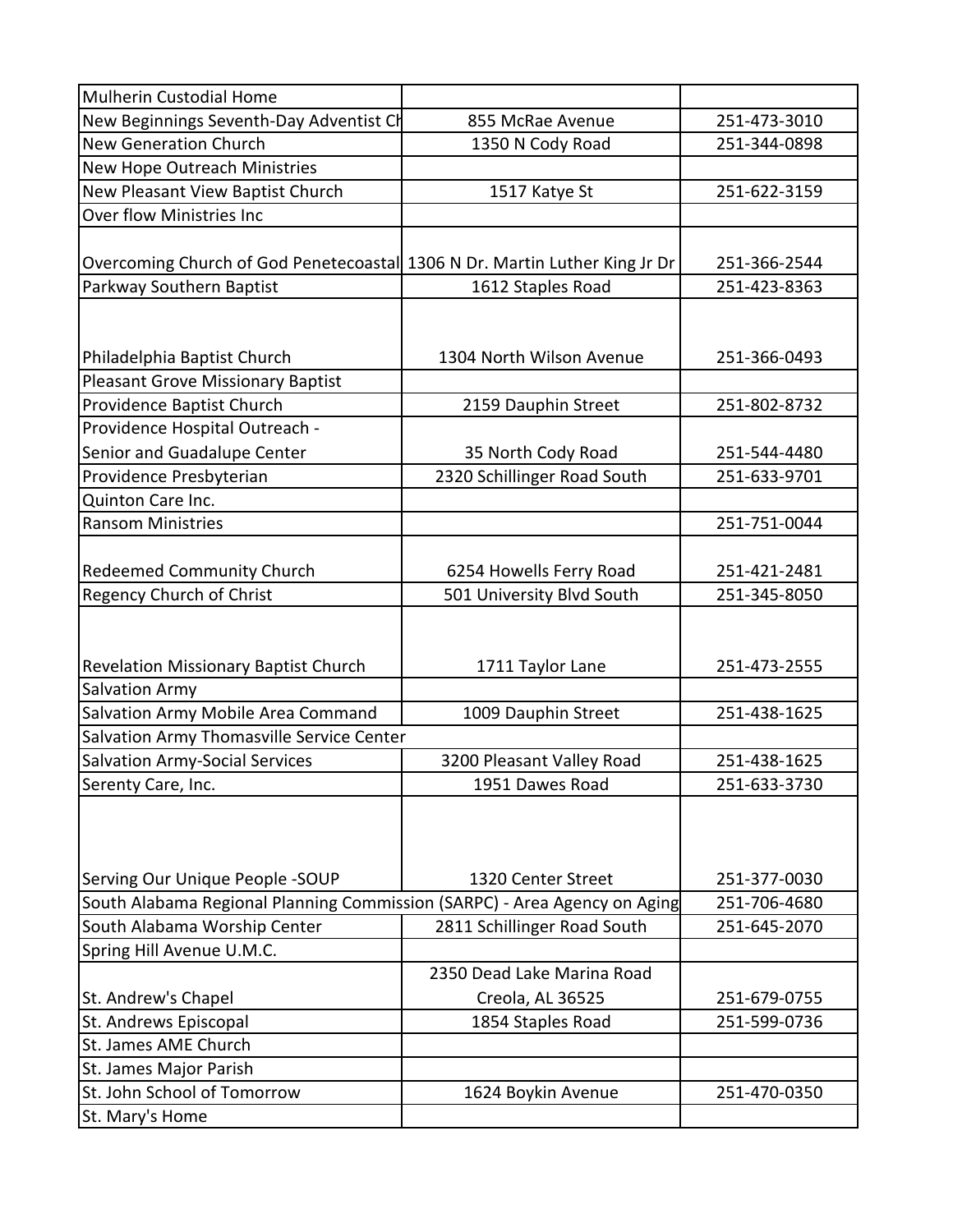| | | |
|---|---|---|
| Mulherin Custodial Home | | |
| New Beginnings Seventh-Day Adventist Ch | 855 McRae Avenue | 251-473-3010 |
| New Generation Church | 1350 N Cody Road | 251-344-0898 |
| New Hope Outreach Ministries | | |
| New Pleasant View Baptist Church | 1517 Katye St | 251-622-3159 |
| Over flow Ministries Inc | | |
| Overcoming Church of God Penetecoastal | 1306 N Dr. Martin Luther King Jr Dr | 251-366-2544 |
| Parkway Southern Baptist | 1612 Staples Road | 251-423-8363 |
| Philadelphia Baptist Church | 1304 North Wilson Avenue | 251-366-0493 |
| Pleasant Grove Missionary Baptist | | |
| Providence Baptist Church | 2159 Dauphin Street | 251-802-8732 |
| Providence Hospital Outreach - Senior and Guadalupe Center | 35 North Cody Road | 251-544-4480 |
| Providence Presbyterian | 2320 Schillinger Road South | 251-633-9701 |
| Quinton Care Inc. | | |
| Ransom Ministries | | 251-751-0044 |
| Redeemed Community Church | 6254 Howells Ferry Road | 251-421-2481 |
| Regency Church of Christ | 501 University Blvd South | 251-345-8050 |
| Revelation Missionary Baptist Church | 1711 Taylor Lane | 251-473-2555 |
| Salvation Army | | |
| Salvation Army Mobile Area Command | 1009 Dauphin Street | 251-438-1625 |
| Salvation Army Thomasville Service Center | | |
| Salvation Army-Social Services | 3200 Pleasant Valley Road | 251-438-1625 |
| Serenty Care, Inc. | 1951 Dawes Road | 251-633-3730 |
| Serving Our Unique People -SOUP | 1320 Center Street | 251-377-0030 |
| South Alabama Regional Planning Commission (SARPC) - Area Agency on Aging | | 251-706-4680 |
| South Alabama Worship Center | 2811 Schillinger Road South | 251-645-2070 |
| Spring Hill Avenue U.M.C. | | |
| St. Andrew's Chapel | 2350 Dead Lake Marina Road Creola, AL 36525 | 251-679-0755 |
| St. Andrews Episcopal | 1854 Staples Road | 251-599-0736 |
| St. James AME Church | | |
| St. James Major Parish | | |
| St. John School of Tomorrow | 1624 Boykin Avenue | 251-470-0350 |
| St. Mary's Home | | |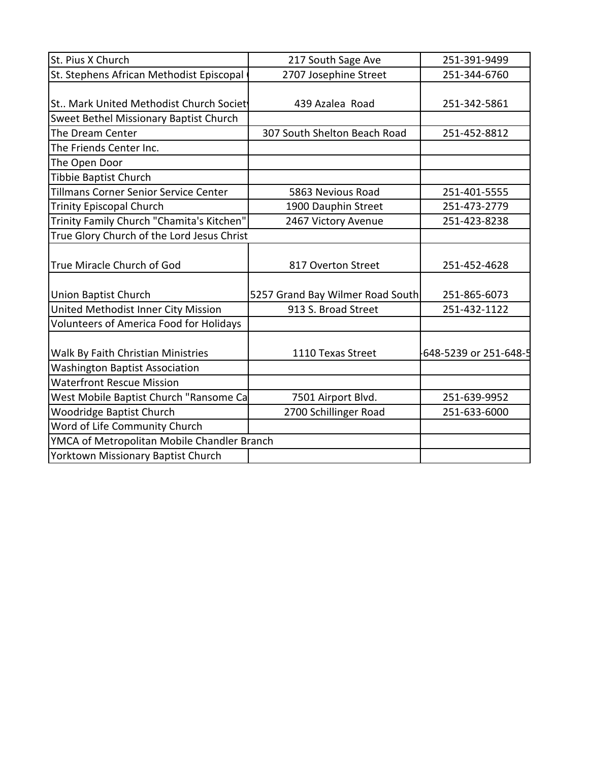| St. Pius X Church | 217 South Sage Ave | 251-391-9499 |
|---|---|---|
| St. Stephens African Methodist Episcopal ( | 2707 Josephine Street | 251-344-6760 |
| St.. Mark United Methodist Church Society | 439 Azalea Road | 251-342-5861 |
| Sweet Bethel Missionary Baptist Church | | |
| The Dream Center | 307 South Shelton Beach Road | 251-452-8812 |
| The Friends Center Inc. | | |
| The Open Door | | |
| Tibbie Baptist Church | | |
| Tillmans Corner Senior Service Center | 5863 Nevious Road | 251-401-5555 |
| Trinity Episcopal Church | 1900 Dauphin Street | 251-473-2779 |
| Trinity Family Church "Chamita's Kitchen" | 2467 Victory Avenue | 251-423-8238 |
| True Glory Church of the Lord Jesus Christ | | |
| True Miracle Church of God | 817 Overton Street | 251-452-4628 |
| Union Baptist Church | 5257 Grand Bay Wilmer Road South | 251-865-6073 |
| United Methodist Inner City Mission | 913 S. Broad Street | 251-432-1122 |
| Volunteers of America Food for Holidays | | |
| Walk By Faith Christian Ministries | 1110 Texas Street | -648-5239 or 251-648-5 |
| Washington Baptist Association | | |
| Waterfront Rescue Mission | | |
| West Mobile Baptist Church "Ransome Ca | 7501 Airport Blvd. | 251-639-9952 |
| Woodridge Baptist Church | 2700 Schillinger Road | 251-633-6000 |
| Word of Life Community Church | | |
| YMCA of Metropolitan Mobile Chandler Branch | | |
| Yorktown Missionary Baptist Church | | |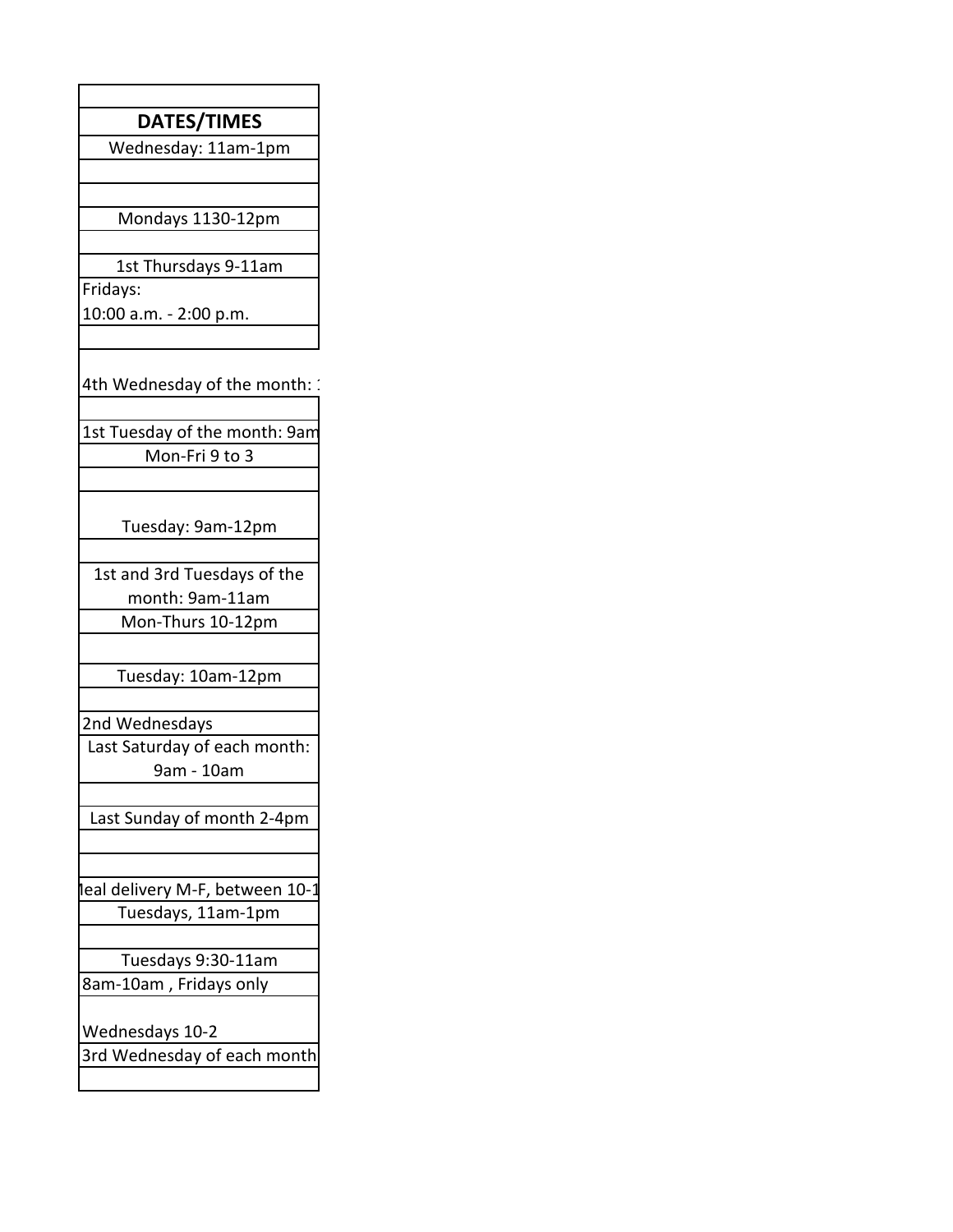| DATES/TIMES |
|---|
| Wednesday: 11am-1pm |
| |
| |
| Mondays 1130-12pm |
| |
| 1st Thursdays 9-11am |
| Fridays: 10:00 a.m. - 2:00 p.m. |
| |
| 4th Wednesday of the month: 1 |
| |
| 1st Tuesday of the month: 9am |
| Mon-Fri 9 to 3 |
| |
| Tuesday: 9am-12pm |
| |
| 1st and 3rd Tuesdays of the month: 9am-11am |
| Mon-Thurs 10-12pm |
| |
| Tuesday: 10am-12pm |
| |
| 2nd Wednesdays |
| Last Saturday of each month: 9am - 10am |
| |
| Last Sunday of month 2-4pm |
| |
| |
| leal delivery M-F, between 10-1 |
| Tuesdays, 11am-1pm |
| |
| Tuesdays 9:30-11am |
| 8am-10am , Fridays only |
| Wednesdays 10-2 |
| 3rd Wednesday of each month |
| |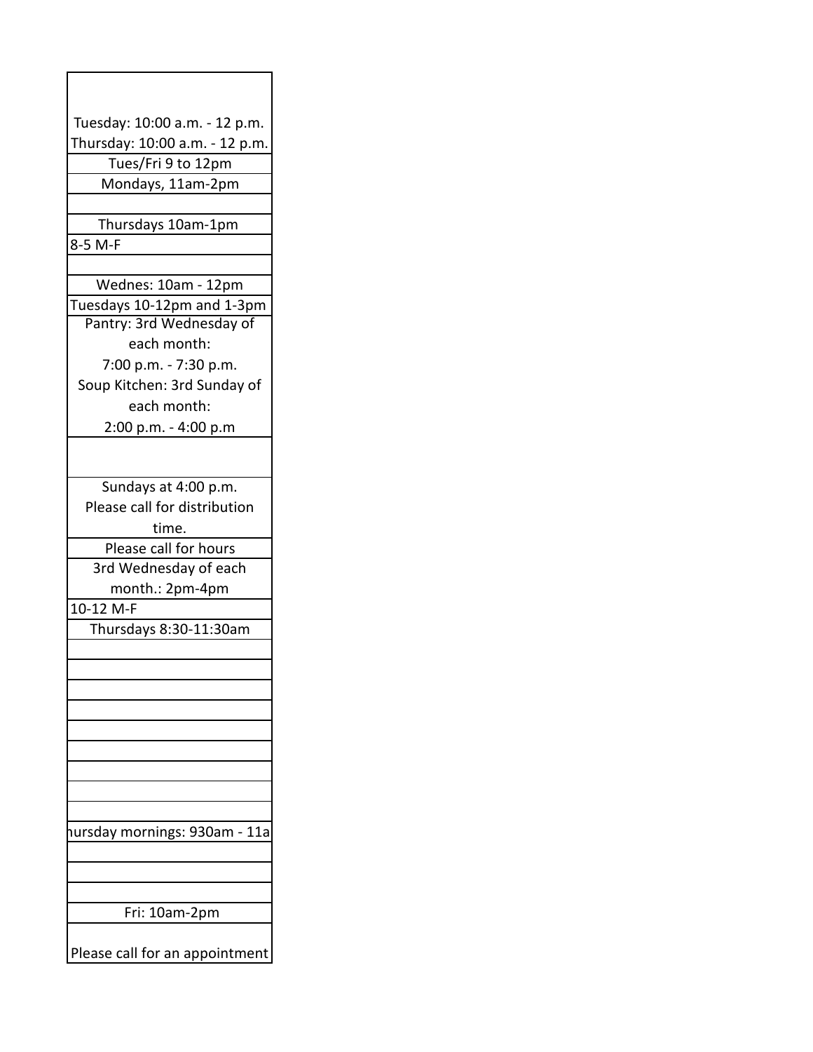| |
|---|
| Tuesday: 10:00 a.m. - 12 p.m.<br>Thursday: 10:00 a.m. - 12 p.m. |
| Tues/Fri 9 to 12pm |
| Mondays, 11am-2pm |
| |
| Thursdays 10am-1pm |
| 8-5 M-F |
| |
| Wednes: 10am - 12pm |
| Tuesdays 10-12pm and 1-3pm |
| Pantry: 3rd Wednesday of each month:<br>7:00 p.m. - 7:30 p.m.<br>Soup Kitchen: 3rd Sunday of each month:<br>2:00 p.m. - 4:00 p.m |
| |
| Sundays at 4:00 p.m.<br>Please call for distribution time. |
| Please call for hours |
| 3rd Wednesday of each month.: 2pm-4pm |
| 10-12 M-F |
| Thursdays 8:30-11:30am |
| |
| |
| |
| |
| |
| |
| |
| |
| |
| hursday mornings: 930am - 11a |
| |
| |
| |
| Fri: 10am-2pm |
| Please call for an appointment |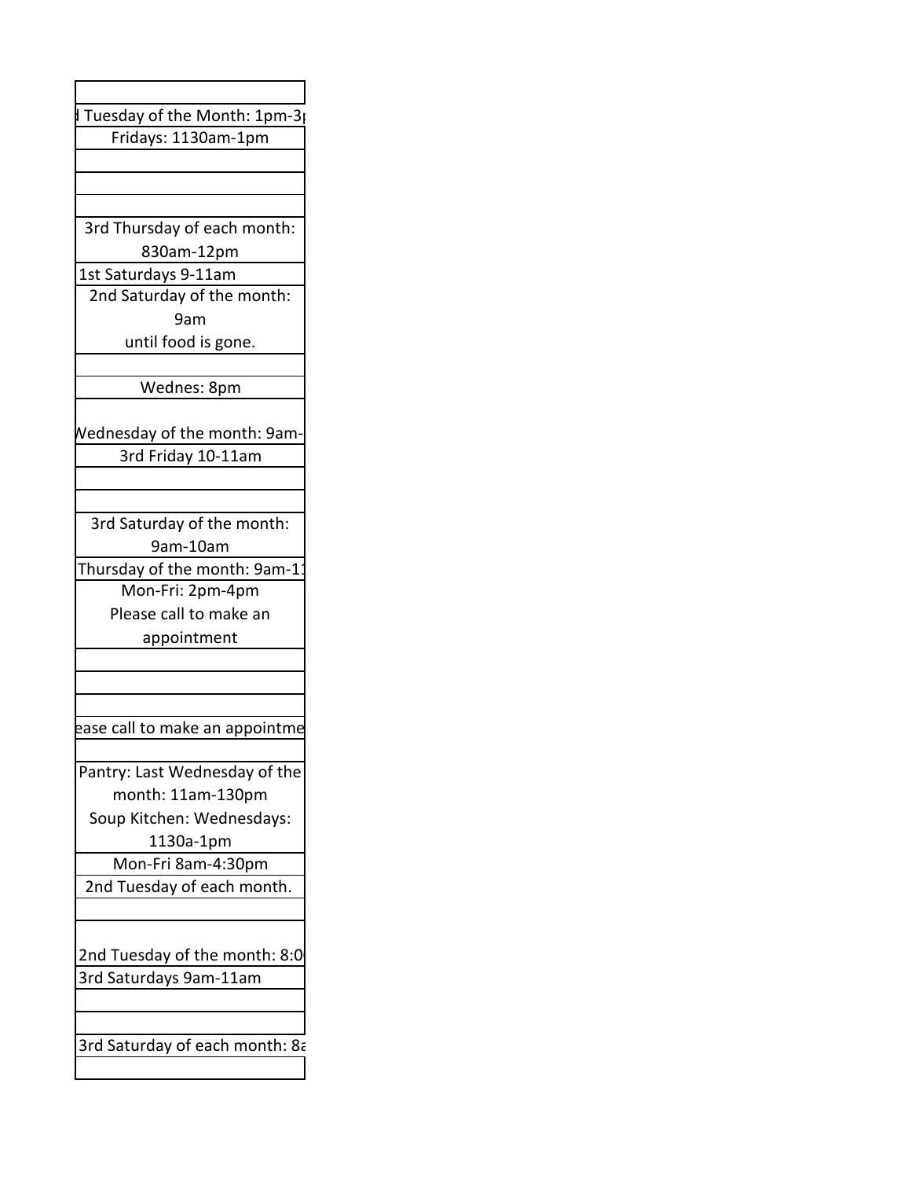| |
|---|
| |
| d Tuesday of the Month: 1pm-3p |
| Fridays: 1130am-1pm |
| |
| |
| |
| 3rd Thursday of each month: 830am-12pm |
| 1st Saturdays 9-11am |
| 2nd Saturday of the month: 9am until food is gone. |
| |
| Wednes: 8pm |
| Wednesday of the month: 9am- |
| 3rd Friday 10-11am |
| |
| |
| 3rd Saturday of the month: 9am-10am |
| Thursday of the month: 9am-1 |
| Mon-Fri: 2pm-4pm Please call to make an appointment |
| |
| |
| |
| ease call to make an appointme |
| |
| Pantry: Last Wednesday of the month: 11am-130pm Soup Kitchen: Wednesdays: 1130a-1pm |
| Mon-Fri 8am-4:30pm |
| 2nd Tuesday of each month. |
| |
| 2nd Tuesday of the month: 8:0 |
| 3rd Saturdays 9am-11am |
| |
| |
| 3rd Saturday of each month: 8a |
| |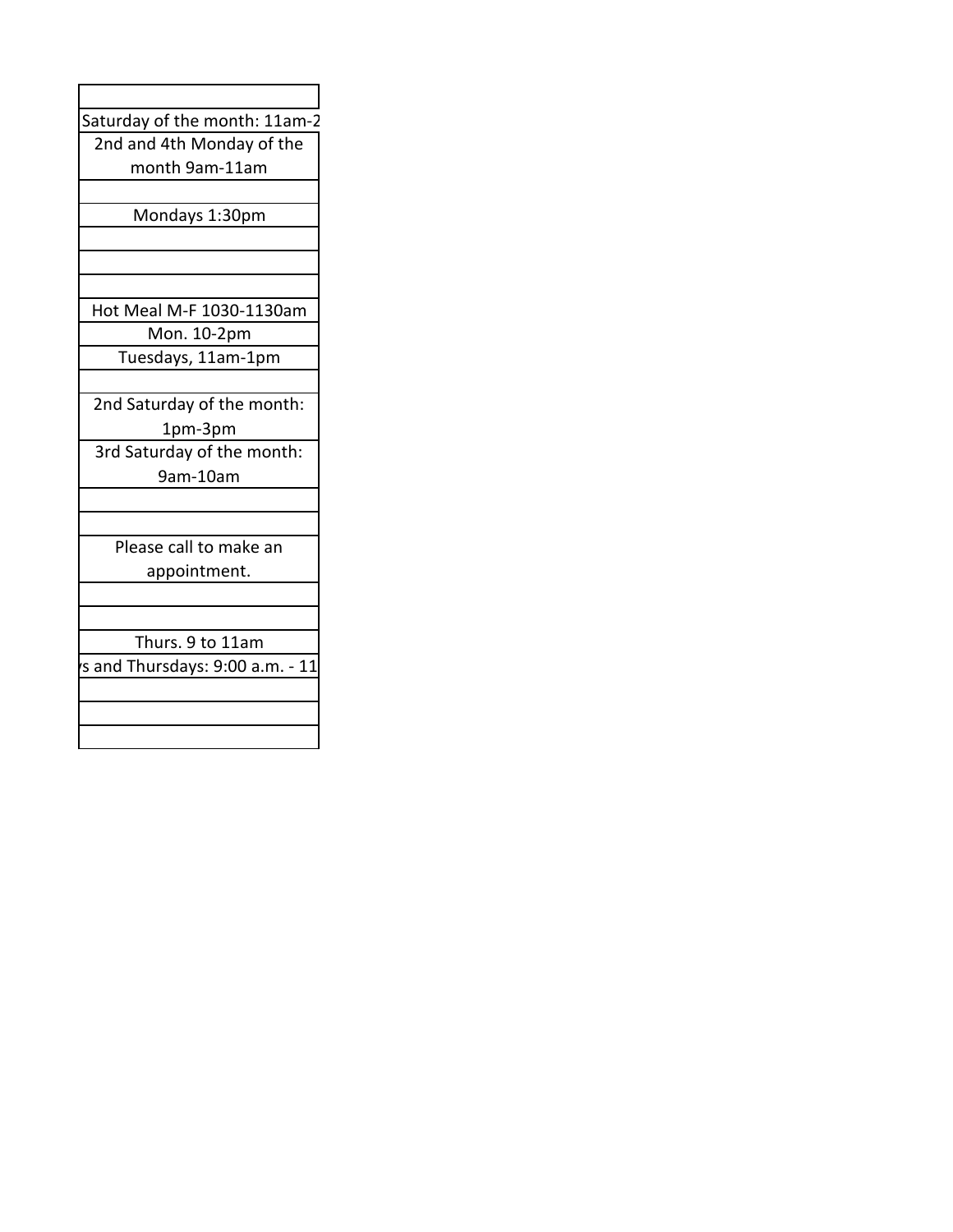| |
|---|
| |
| Saturday of the month: 11am-2 |
| 2nd and 4th Monday of the month 9am-11am |
| |
| Mondays 1:30pm |
| |
| |
| |
| Hot Meal M-F 1030-1130am |
| Mon. 10-2pm |
| Tuesdays, 11am-1pm |
| |
| 2nd Saturday of the month: 1pm-3pm |
| 3rd Saturday of the month: 9am-10am |
| |
| |
| Please call to make an appointment. |
| |
| |
| Thurs. 9 to 11am |
| s and Thursdays: 9:00 a.m. - 11 |
| |
| |
| |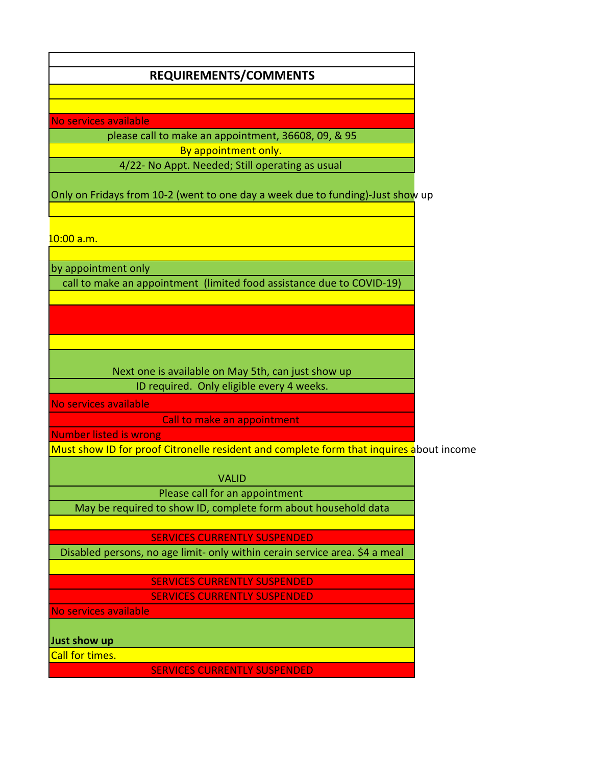| REQUIREMENTS/COMMENTS |
| --- |
| |
| |
| No services available |
| please call to make an appointment, 36608, 09, & 95 |
| By appointment only. |
| 4/22- No Appt. Needed; Still operating as usual |
| Only on Fridays from 10-2 (went to one day a week due to funding)-Just show up |
| |
| 10:00 a.m. |
| |
| by appointment only |
| call to make an appointment (limited food assistance due to COVID-19) |
| |
| |
| |
| Next one is available on May 5th, can just show up |
| ID required. Only eligible every 4 weeks. |
| No services available |
| Call to make an appointment |
| Number listed is wrong |
| Must show ID for proof Citronelle resident and complete form that inquires about income |
| VALID |
| Please call for an appointment |
| May be required to show ID, complete form about household data |
| |
| SERVICES CURRENTLY SUSPENDED |
| Disabled persons, no age limit- only within cerain service area. $4 a meal |
| |
| SERVICES CURRENTLY SUSPENDED |
| SERVICES CURRENTLY SUSPENDED |
| No services available |
| **Just show up** |
| Call for times. |
| SERVICES CURRENTLY SUSPENDED |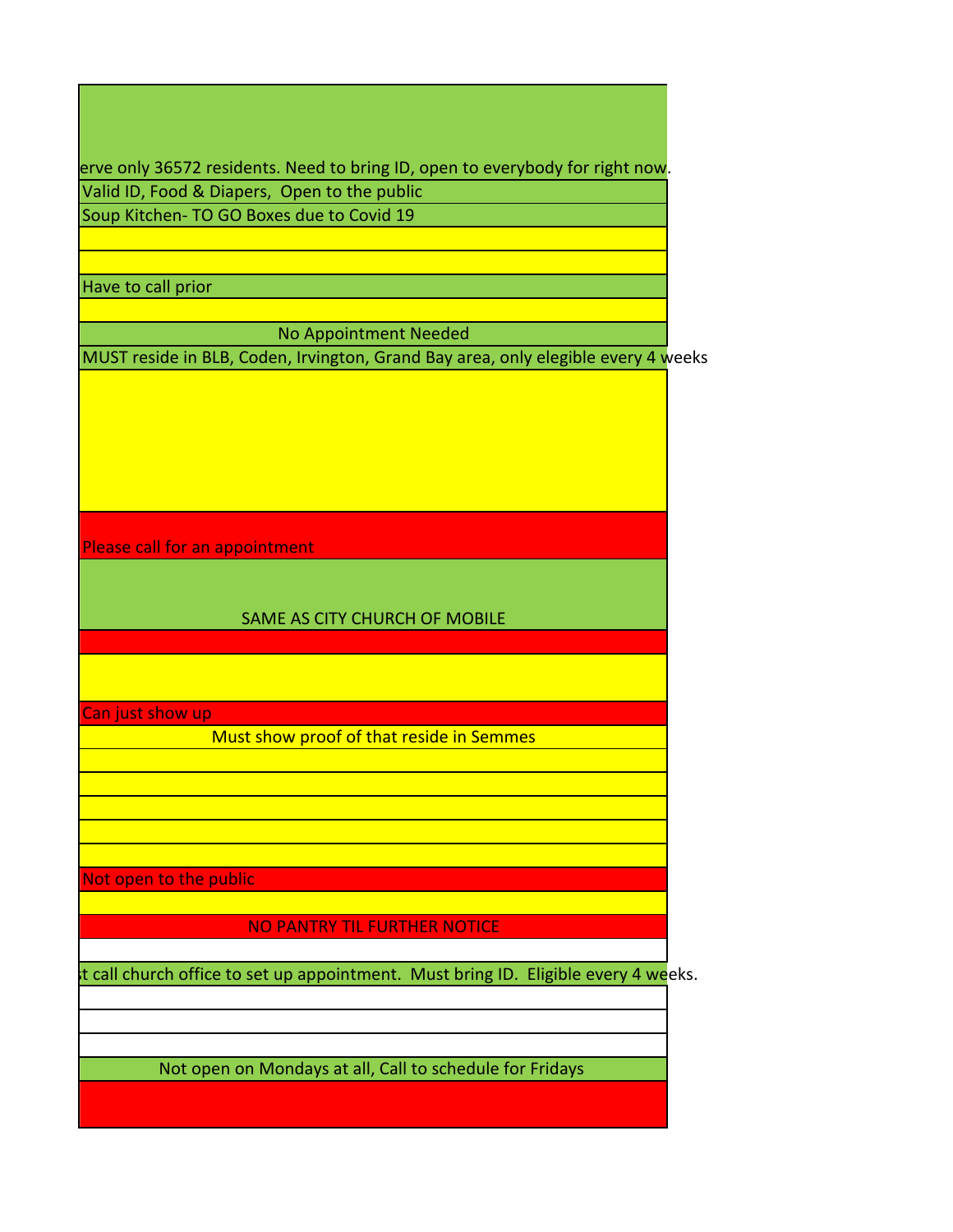| |
|---|
| erve only 36572 residents. Need to bring ID, open to everybody for right now. |
| Valid ID, Food & Diapers, Open to the public |
| Soup Kitchen- TO GO Boxes due to Covid 19 |
| |
| |
| Have to call prior |
| |
| No Appointment Needed |
| MUST reside in BLB, Coden, Irvington, Grand Bay area, only elegible every 4 weeks |
| |
| Please call for an appointment |
| SAME AS CITY CHURCH OF MOBILE |
| |
| |
| Can just show up |
| Must show proof of that reside in Semmes |
| |
| |
| |
| |
| |
| Not open to the public |
| |
| NO PANTRY TIL FURTHER NOTICE |
| |
| t call church office to set up appointment. Must bring ID. Eligible every 4 weeks. |
| |
| |
| |
| Not open on Mondays at all, Call to schedule for Fridays |
| |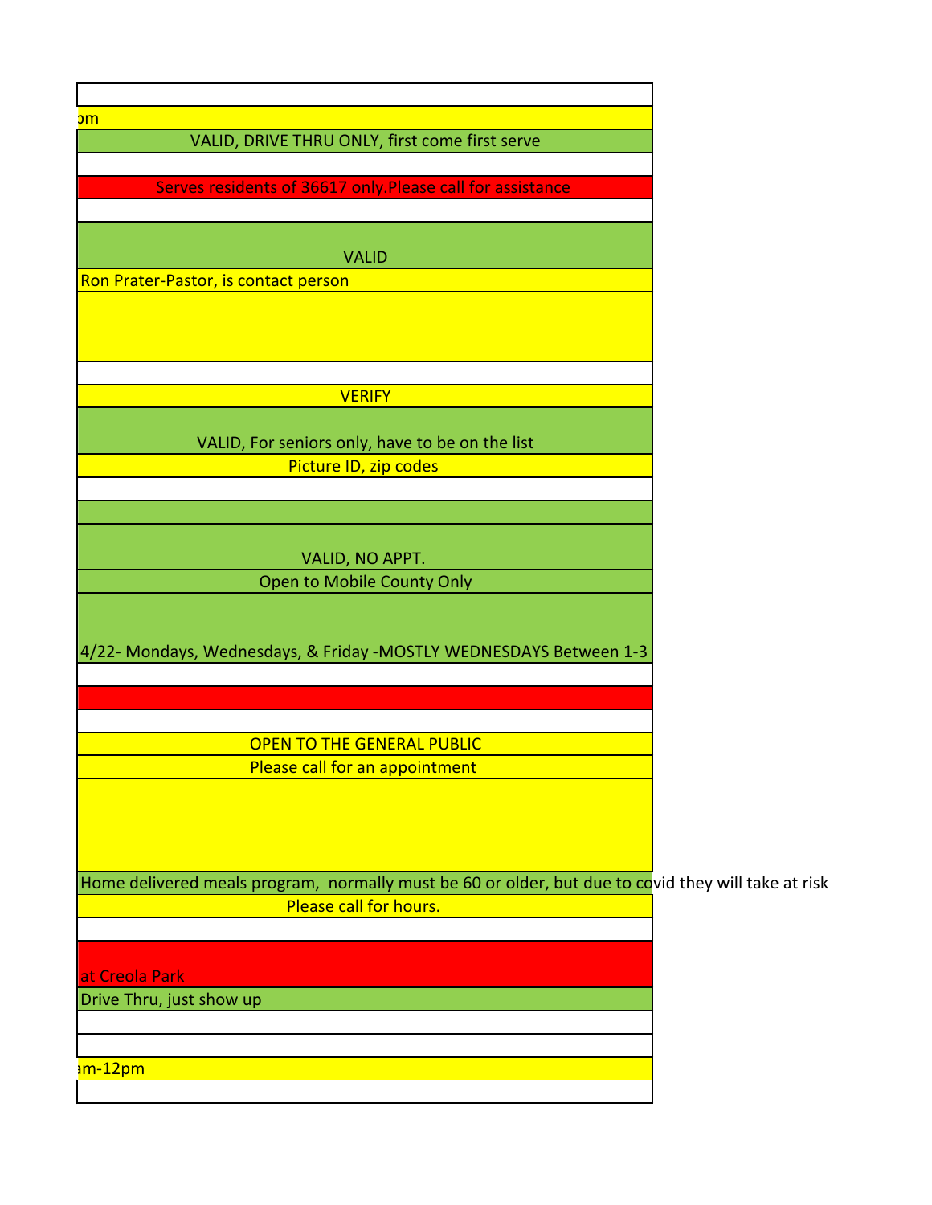| |
|---|
| |
| pm |
| VALID, DRIVE THRU ONLY, first come first serve |
| |
| Serves residents of 36617 only.Please call for assistance |
| |
| VALID |
| Ron Prater-Pastor, is contact person |
| |
| |
| VERIFY |
| VALID, For seniors only, have to be on the list |
| Picture ID, zip codes |
| |
| |
| VALID, NO APPT. |
| Open to Mobile County Only |
| 4/22- Mondays, Wednesdays, & Friday -MOSTLY WEDNESDAYS Between 1-3 |
| |
| |
| |
| OPEN TO THE GENERAL PUBLIC |
| Please call for an appointment |
| |
| Home delivered meals program, normally must be 60 or older, but due to covid they will take at risk |
| Please call for hours. |
| |
| at Creola Park |
| Drive Thru, just show up |
| |
| |
| am-12pm |
| |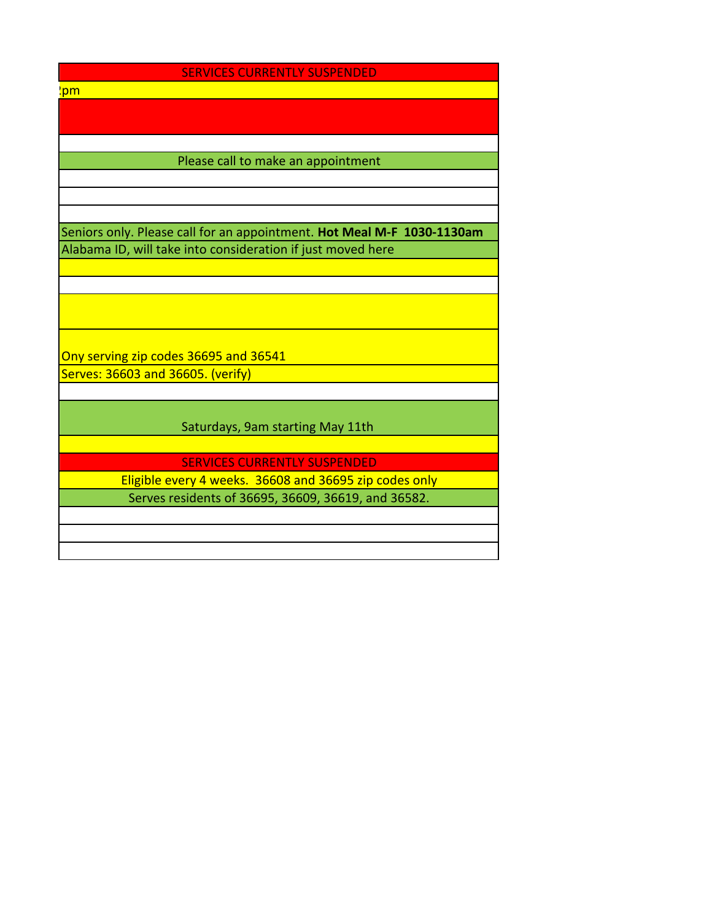| |
|---|
| SERVICES CURRENTLY SUSPENDED |
| :pm |
| |
| |
| Please call to make an appointment |
| |
| |
| |
| Seniors only. Please call for an appointment. **Hot Meal M-F 1030-1130am** |
| Alabama ID, will take into consideration if just moved here |
| |
| |
| |
| Ony serving zip codes 36695 and 36541 |
| Serves: 36603 and 36605. (verify) |
| |
| Saturdays, 9am starting May 11th |
| |
| SERVICES CURRENTLY SUSPENDED |
| Eligible every 4 weeks. 36608 and 36695 zip codes only |
| Serves residents of 36695, 36609, 36619, and 36582. |
| |
| |
| |